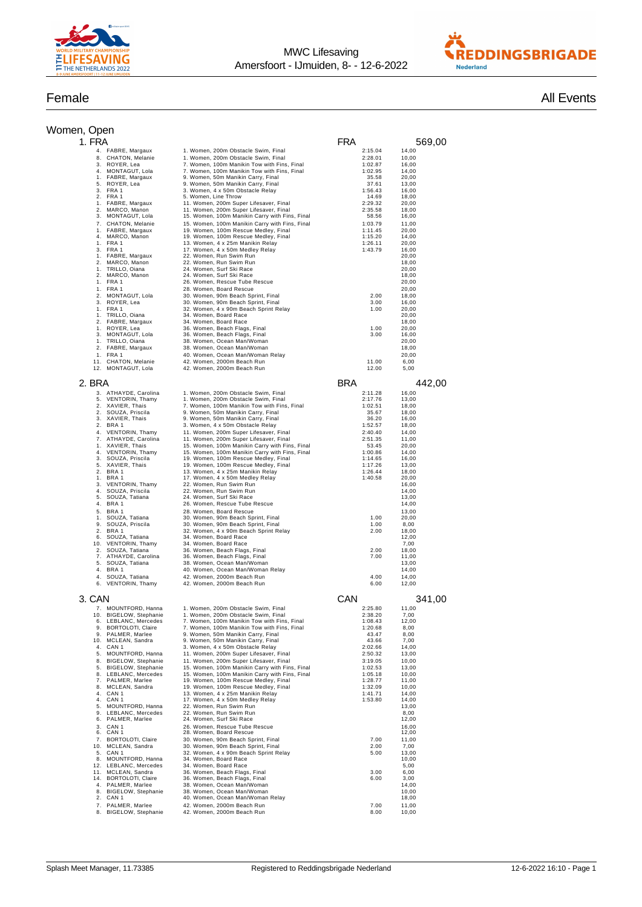MWC Lifesaving
Amersfoort - IJmuiden, 8- - 12-6-2022

# Female

All Events

## Women, Open

### 1. FRA — FRA — 569,00

| Place | Name | Event | Time | Points |
|---|---|---|---|---|
| 4. | FABRE, Margaux | 1. Women, 200m Obstacle Swim, Final | 2:15.04 | 14,00 |
| 8. | CHATON, Melanie | 1. Women, 200m Obstacle Swim, Final | 2:28.01 | 10,00 |
| 3. | ROYER, Lea | 7. Women, 100m Manikin Tow with Fins, Final | 1:02.87 | 16,00 |
| 4. | MONTAGUT, Lola | 7. Women, 100m Manikin Tow with Fins, Final | 1:02.95 | 14,00 |
| 1. | FABRE, Margaux | 9. Women, 50m Manikin Carry, Final | 35.58 | 20,00 |
| 5. | ROYER, Lea | 9. Women, 50m Manikin Carry, Final | 37.61 | 13,00 |
| 3. | FRA 1 | 3. Women, 4 x 50m Obstacle Relay | 1:56.43 | 16,00 |
| 2. | FRA 1 | 5. Women, Line Throw | 14.69 | 18,00 |
| 1. | FABRE, Margaux | 11. Women, 200m Super Lifesaver, Final | 2:29.32 | 20,00 |
| 2. | MARCO, Manon | 11. Women, 200m Super Lifesaver, Final | 2:35.58 | 18,00 |
| 3. | MONTAGUT, Lola | 15. Women, 100m Manikin Carry with Fins, Final | 58.56 | 16,00 |
| 7. | CHATON, Melanie | 15. Women, 100m Manikin Carry with Fins, Final | 1:03.79 | 11,00 |
| 1. | FABRE, Margaux | 19. Women, 100m Rescue Medley, Final | 1:11.45 | 20,00 |
| 4. | MARCO, Manon | 19. Women, 100m Rescue Medley, Final | 1:15.20 | 14,00 |
| 1. | FRA 1 | 13. Women, 4 x 25m Manikin Relay | 1:26.11 | 20,00 |
| 3. | FRA 1 | 17. Women, 4 x 50m Medley Relay | 1:43.79 | 16,00 |
| 1. | FABRE, Margaux | 22. Women, Run Swim Run | | 20,00 |
| 2. | MARCO, Manon | 22. Women, Run Swim Run | | 18,00 |
| 1. | TRILLO, Oiana | 24. Women, Surf Ski Race | | 20,00 |
| 2. | MARCO, Manon | 24. Women, Surf Ski Race | | 18,00 |
| 1. | FRA 1 | 26. Women, Rescue Tube Rescue | | 20,00 |
| 1. | FRA 1 | 28. Women, Board Rescue | | 20,00 |
| 2. | MONTAGUT, Lola | 30. Women, 90m Beach Sprint, Final | 2.00 | 18,00 |
| 3. | ROYER, Lea | 30. Women, 90m Beach Sprint, Final | 3.00 | 16,00 |
| 1. | FRA 1 | 32. Women, 4 x 90m Beach Sprint Relay | 1.00 | 20,00 |
| 1. | TRILLO, Oiana | 34. Women, Board Race | | 20,00 |
| 2. | FABRE, Margaux | 34. Women, Board Race | | 18,00 |
| 1. | ROYER, Lea | 36. Women, Beach Flags, Final | 1.00 | 20,00 |
| 3. | MONTAGUT, Lola | 36. Women, Beach Flags, Final | 3.00 | 16,00 |
| 1. | TRILLO, Oiana | 38. Women, Ocean Man/Woman | | 20,00 |
| 2. | FABRE, Margaux | 38. Women, Ocean Man/Woman | | 18,00 |
| 1. | FRA 1 | 40. Women, Ocean Man/Woman Relay | | 20,00 |
| 11. | CHATON, Melanie | 42. Women, 2000m Beach Run | 11.00 | 6,00 |
| 12. | MONTAGUT, Lola | 42. Women, 2000m Beach Run | 12.00 | 5,00 |

### 2. BRA — BRA — 442,00

| Place | Name | Event | Time | Points |
|---|---|---|---|---|
| 3. | ATHAYDE, Carolina | 1. Women, 200m Obstacle Swim, Final | 2:11.28 | 16,00 |
| 5. | VENTORIN, Thamy | 1. Women, 200m Obstacle Swim, Final | 2:17.76 | 13,00 |
| 2. | XAVIER, Thais | 7. Women, 100m Manikin Tow with Fins, Final | 1:02.51 | 18,00 |
| 2. | SOUZA, Priscila | 9. Women, 50m Manikin Carry, Final | 35.67 | 18,00 |
| 3. | XAVIER, Thais | 9. Women, 50m Manikin Carry, Final | 36.20 | 16,00 |
| 2. | BRA 1 | 3. Women, 4 x 50m Obstacle Relay | 1:52.57 | 18,00 |
| 4. | VENTORIN, Thamy | 11. Women, 200m Super Lifesaver, Final | 2:40.40 | 14,00 |
| 7. | ATHAYDE, Carolina | 11. Women, 200m Super Lifesaver, Final | 2:51.35 | 11,00 |
| 1. | XAVIER, Thais | 15. Women, 100m Manikin Carry with Fins, Final | 53.45 | 20,00 |
| 4. | VENTORIN, Thamy | 15. Women, 100m Manikin Carry with Fins, Final | 1:00.86 | 14,00 |
| 3. | SOUZA, Priscila | 19. Women, 100m Rescue Medley, Final | 1:14.65 | 16,00 |
| 5. | XAVIER, Thais | 19. Women, 100m Rescue Medley, Final | 1:17.26 | 13,00 |
| 2. | BRA 1 | 13. Women, 4 x 25m Manikin Relay | 1:26.44 | 18,00 |
| 1. | BRA 1 | 17. Women, 4 x 50m Medley Relay | 1:40.58 | 20,00 |
| 3. | VENTORIN, Thamy | 22. Women, Run Swim Run | | 16,00 |
| 4. | SOUZA, Priscila | 22. Women, Run Swim Run | | 14,00 |
| 5. | SOUZA, Tatiana | 24. Women, Surf Ski Race | | 13,00 |
| 4. | BRA 1 | 26. Women, Rescue Tube Rescue | | 14,00 |
| 5. | BRA 1 | 28. Women, Board Rescue | | 13,00 |
| 1. | SOUZA, Tatiana | 30. Women, 90m Beach Sprint, Final | 1.00 | 20,00 |
| 9. | SOUZA, Priscila | 30. Women, 90m Beach Sprint, Final | 1.00 | 8,00 |
| 2. | BRA 1 | 32. Women, 4 x 90m Beach Sprint Relay | 2.00 | 18,00 |
| 6. | SOUZA, Tatiana | 34. Women, Board Race | | 12,00 |
| 10. | VENTORIN, Thamy | 34. Women, Board Race | | 7,00 |
| 2. | SOUZA, Tatiana | 36. Women, Beach Flags, Final | 2.00 | 18,00 |
| 7. | ATHAYDE, Carolina | 36. Women, Beach Flags, Final | 7.00 | 11,00 |
| 5. | SOUZA, Tatiana | 38. Women, Ocean Man/Woman | | 13,00 |
| 4. | BRA 1 | 40. Women, Ocean Man/Woman Relay | | 14,00 |
| 4. | SOUZA, Tatiana | 42. Women, 2000m Beach Run | 4.00 | 14,00 |
| 6. | VENTORIN, Thamy | 42. Women, 2000m Beach Run | 6.00 | 12,00 |

### 3. CAN — CAN — 341,00

| Place | Name | Event | Time | Points |
|---|---|---|---|---|
| 7. | MOUNTFORD, Hanna | 1. Women, 200m Obstacle Swim, Final | 2:25.80 | 11,00 |
| 10. | BIGELOW, Stephanie | 1. Women, 200m Obstacle Swim, Final | 2:38.20 | 7,00 |
| 6. | LEBLANC, Mercedes | 7. Women, 100m Manikin Tow with Fins, Final | 1:08.43 | 12,00 |
| 9. | BORTOLOTI, Claire | 7. Women, 100m Manikin Tow with Fins, Final | 1:20.68 | 8,00 |
| 9. | PALMER, Marlee | 9. Women, 50m Manikin Carry, Final | 43.47 | 8,00 |
| 10. | MCLEAN, Sandra | 9. Women, 50m Manikin Carry, Final | 43.66 | 7,00 |
| 4. | CAN 1 | 3. Women, 4 x 50m Obstacle Relay | 2:02.66 | 14,00 |
| 5. | MOUNTFORD, Hanna | 11. Women, 200m Super Lifesaver, Final | 2:50.32 | 13,00 |
| 8. | BIGELOW, Stephanie | 11. Women, 200m Super Lifesaver, Final | 3:19.05 | 10,00 |
| 5. | BIGELOW, Stephanie | 15. Women, 100m Manikin Carry with Fins, Final | 1:02.53 | 13,00 |
| 8. | LEBLANC, Mercedes | 15. Women, 100m Manikin Carry with Fins, Final | 1:05.18 | 10,00 |
| 7. | PALMER, Marlee | 19. Women, 100m Rescue Medley, Final | 1:28.77 | 11,00 |
| 8. | MCLEAN, Sandra | 19. Women, 100m Rescue Medley, Final | 1:32.09 | 10,00 |
| 4. | CAN 1 | 13. Women, 4 x 25m Manikin Relay | 1:41.71 | 14,00 |
| 4. | CAN 1 | 17. Women, 4 x 50m Medley Relay | 1:53.80 | 14,00 |
| 5. | MOUNTFORD, Hanna | 22. Women, Run Swim Run | | 13,00 |
| 9. | LEBLANC, Mercedes | 22. Women, Run Swim Run | | 8,00 |
| 6. | PALMER, Marlee | 24. Women, Surf Ski Race | | 12,00 |
| 3. | CAN 1 | 26. Women, Rescue Tube Rescue | | 16,00 |
| 6. | CAN 1 | 28. Women, Board Rescue | | 12,00 |
| 7. | BORTOLOTI, Claire | 30. Women, 90m Beach Sprint, Final | 7.00 | 11,00 |
| 10. | MCLEAN, Sandra | 30. Women, 90m Beach Sprint, Final | 2.00 | 7,00 |
| 5. | CAN 1 | 32. Women, 4 x 90m Beach Sprint Relay | 5.00 | 13,00 |
| 8. | MOUNTFORD, Hanna | 34. Women, Board Race | | 10,00 |
| 12. | LEBLANC, Mercedes | 34. Women, Board Race | | 5,00 |
| 11. | MCLEAN, Sandra | 36. Women, Beach Flags, Final | 3.00 | 6,00 |
| 14. | BORTOLOTI, Claire | 36. Women, Beach Flags, Final | 6.00 | 3,00 |
| 4. | PALMER, Marlee | 38. Women, Ocean Man/Woman | | 14,00 |
| 8. | BIGELOW, Stephanie | 38. Women, Ocean Man/Woman | | 10,00 |
| 2. | CAN 1 | 40. Women, Ocean Man/Woman Relay | | 18,00 |
| 7. | PALMER, Marlee | 42. Women, 2000m Beach Run | 7.00 | 11,00 |
| 8. | BIGELOW, Stephanie | 42. Women, 2000m Beach Run | 8.00 | 10,00 |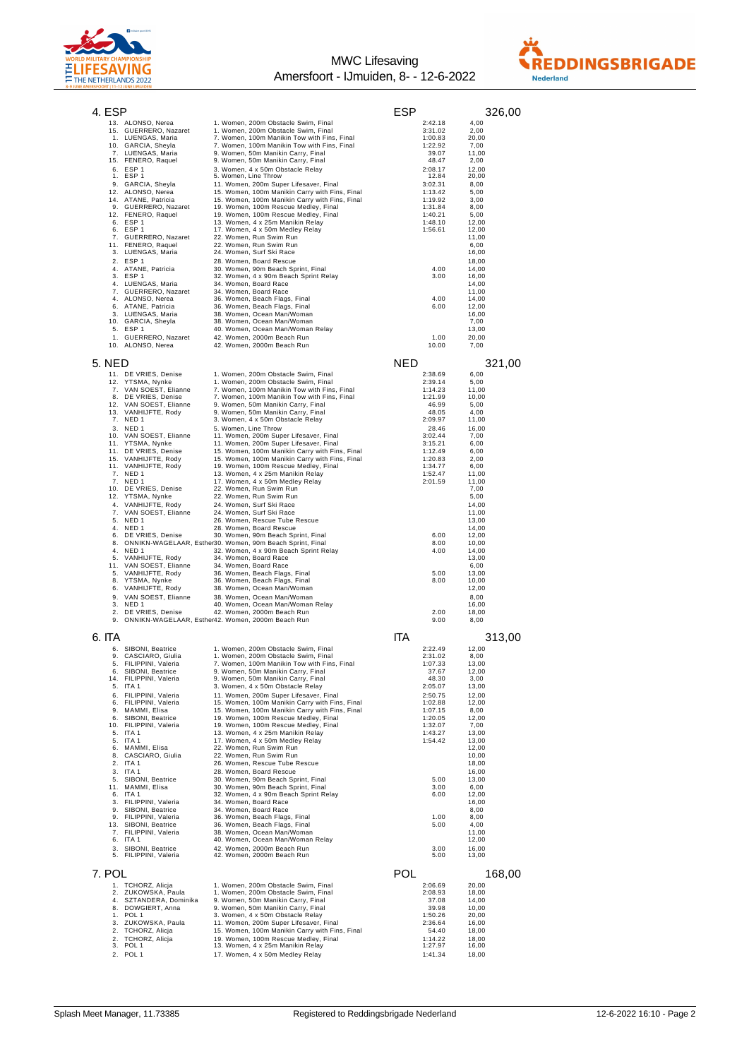## 4. ESP — ESP — 326,00

| Place | Name | Event | Result | Points |
|---|---|---|---|---|
| 13. | ALONSO, Nerea | 1. Women, 200m Obstacle Swim, Final | 2:42.18 | 4,00 |
| 15. | GUERRERO, Nazaret | 1. Women, 200m Obstacle Swim, Final | 3:31.02 | 2,00 |
| 1. | LUENGAS, Maria | 7. Women, 100m Manikin Tow with Fins, Final | 1:00.83 | 20,00 |
| 10. | GARCIA, Sheyla | 7. Women, 100m Manikin Tow with Fins, Final | 1:22.92 | 7,00 |
| 7. | LUENGAS, Maria | 9. Women, 50m Manikin Carry, Final | 39.07 | 11,00 |
| 15. | FENERO, Raquel | 9. Women, 50m Manikin Carry, Final | 48.47 | 2,00 |
| 6. | ESP 1 | 3. Women, 4 x 50m Obstacle Relay | 2:08.17 | 12,00 |
| 1. | ESP 1 | 5. Women, Line Throw | 12.84 | 20,00 |
| 9. | GARCIA, Sheyla | 11. Women, 200m Super Lifesaver, Final | 3:02.31 | 8,00 |
| 12. | ALONSO, Nerea | 15. Women, 100m Manikin Carry with Fins, Final | 1:13.42 | 5,00 |
| 14. | ATANE, Patricia | 15. Women, 100m Manikin Carry with Fins, Final | 1:19.92 | 3,00 |
| 9. | GUERRERO, Nazaret | 19. Women, 100m Rescue Medley, Final | 1:31.84 | 8,00 |
| 12. | FENERO, Raquel | 19. Women, 100m Rescue Medley, Final | 1:40.21 | 5,00 |
| 6. | ESP 1 | 13. Women, 4 x 25m Manikin Relay | 1:48.10 | 12,00 |
| 6. | ESP 1 | 17. Women, 4 x 50m Medley Relay | 1:56.61 | 12,00 |
| 7. | GUERRERO, Nazaret | 22. Women, Run Swim Run | | 11,00 |
| 11. | FENERO, Raquel | 22. Women, Run Swim Run | | 6,00 |
| 3. | LUENGAS, Maria | 24. Women, Surf Ski Race | | 16,00 |
| 2. | ESP 1 | 28. Women, Board Rescue | | 18,00 |
| 4. | ATANE, Patricia | 30. Women, 90m Beach Sprint, Final | 4.00 | 14,00 |
| 3. | ESP 1 | 32. Women, 4 x 90m Beach Sprint Relay | 3.00 | 16,00 |
| 4. | LUENGAS, Maria | 34. Women, Board Race | | 14,00 |
| 7. | GUERRERO, Nazaret | 34. Women, Board Race | | 11,00 |
| 4. | ALONSO, Nerea | 36. Women, Beach Flags, Final | 4.00 | 14,00 |
| 6. | ATANE, Patricia | 36. Women, Beach Flags, Final | 6.00 | 12,00 |
| 3. | LUENGAS, Maria | 38. Women, Ocean Man/Woman | | 16,00 |
| 10. | GARCIA, Sheyla | 38. Women, Ocean Man/Woman | | 7,00 |
| 5. | ESP 1 | 40. Women, Ocean Man/Woman Relay | | 13,00 |
| 1. | GUERRERO, Nazaret | 42. Women, 2000m Beach Run | 1.00 | 20,00 |
| 10. | ALONSO, Nerea | 42. Women, 2000m Beach Run | 10.00 | 7,00 |

## 5. NED — NED — 321,00

| Place | Name | Event | Result | Points |
|---|---|---|---|---|
| 11. | DE VRIES, Denise | 1. Women, 200m Obstacle Swim, Final | 2:38.69 | 6,00 |
| 12. | YTSMA, Nynke | 1. Women, 200m Obstacle Swim, Final | 2:39.14 | 5,00 |
| 7. | VAN SOEST, Elianne | 7. Women, 100m Manikin Tow with Fins, Final | 1:14.23 | 11,00 |
| 8. | DE VRIES, Denise | 7. Women, 100m Manikin Tow with Fins, Final | 1:21.99 | 10,00 |
| 12. | VAN SOEST, Elianne | 9. Women, 50m Manikin Carry, Final | 46.99 | 5,00 |
| 13. | VANHIJFTE, Rody | 9. Women, 50m Manikin Carry, Final | 48.05 | 4,00 |
| 7. | NED 1 | 3. Women, 4 x 50m Obstacle Relay | 2:09.97 | 11,00 |
| 3. | NED 1 | 5. Women, Line Throw | 28.46 | 16,00 |
| 10. | VAN SOEST, Elianne | 11. Women, 200m Super Lifesaver, Final | 3:02.44 | 7,00 |
| 11. | YTSMA, Nynke | 11. Women, 200m Super Lifesaver, Final | 3:15.21 | 6,00 |
| 11. | DE VRIES, Denise | 15. Women, 100m Manikin Carry with Fins, Final | 1:12.49 | 6,00 |
| 15. | VANHIJFTE, Rody | 15. Women, 100m Manikin Carry with Fins, Final | 1:20.83 | 2,00 |
| 11. | VANHIJFTE, Rody | 19. Women, 100m Rescue Medley, Final | 1:34.77 | 6,00 |
| 7. | NED 1 | 13. Women, 4 x 25m Manikin Relay | 1:52.47 | 11,00 |
| 7. | NED 1 | 17. Women, 4 x 50m Medley Relay | 2:01.59 | 11,00 |
| 10. | DE VRIES, Denise | 22. Women, Run Swim Run | | 7,00 |
| 12. | YTSMA, Nynke | 22. Women, Run Swim Run | | 5,00 |
| 4. | VANHIJFTE, Rody | 24. Women, Surf Ski Race | | 14,00 |
| 7. | VAN SOEST, Elianne | 24. Women, Surf Ski Race | | 11,00 |
| 5. | NED 1 | 26. Women, Rescue Tube Rescue | | 13,00 |
| 4. | NED 1 | 28. Women, Board Rescue | | 14,00 |
| 6. | DE VRIES, Denise | 30. Women, 90m Beach Sprint, Final | 6.00 | 12,00 |
| 8. | ONNIKN-WAGELAAR, Esther | 30. Women, 90m Beach Sprint, Final | 8.00 | 10,00 |
| 4. | NED 1 | 32. Women, 4 x 90m Beach Sprint Relay | 4.00 | 14,00 |
| 5. | VANHIJFTE, Rody | 34. Women, Board Race | | 13,00 |
| 11. | VAN SOEST, Elianne | 34. Women, Board Race | | 6,00 |
| 5. | VANHIJFTE, Rody | 36. Women, Beach Flags, Final | 5.00 | 13,00 |
| 8. | YTSMA, Nynke | 36. Women, Beach Flags, Final | 8.00 | 10,00 |
| 6. | VANHIJFTE, Rody | 38. Women, Ocean Man/Woman | | 12,00 |
| 9. | VAN SOEST, Elianne | 38. Women, Ocean Man/Woman | | 8,00 |
| 3. | NED 1 | 40. Women, Ocean Man/Woman Relay | | 16,00 |
| 2. | DE VRIES, Denise | 42. Women, 2000m Beach Run | 2.00 | 18,00 |
| 9. | ONNIKN-WAGELAAR, Esther | 42. Women, 2000m Beach Run | 9.00 | 8,00 |

## 6. ITA — ITA — 313,00

| Place | Name | Event | Result | Points |
|---|---|---|---|---|
| 6. | SIBONI, Beatrice | 1. Women, 200m Obstacle Swim, Final | 2:22.49 | 12,00 |
| 9. | CASCIARO, Giulia | 1. Women, 200m Obstacle Swim, Final | 2:31.02 | 8,00 |
| 5. | FILIPPINI, Valeria | 7. Women, 100m Manikin Tow with Fins, Final | 1:07.33 | 13,00 |
| 6. | SIBONI, Beatrice | 9. Women, 50m Manikin Carry, Final | 37.67 | 12,00 |
| 14. | FILIPPINI, Valeria | 9. Women, 50m Manikin Carry, Final | 48.30 | 3,00 |
| 5. | ITA 1 | 3. Women, 4 x 50m Obstacle Relay | 2:05.07 | 13,00 |
| 6. | FILIPPINI, Valeria | 11. Women, 200m Super Lifesaver, Final | 2:50.75 | 12,00 |
| 6. | FILIPPINI, Valeria | 15. Women, 100m Manikin Carry with Fins, Final | 1:02.88 | 12,00 |
| 9. | MAMMI, Elisa | 15. Women, 100m Manikin Carry with Fins, Final | 1:07.15 | 8,00 |
| 6. | SIBONI, Beatrice | 19. Women, 100m Rescue Medley, Final | 1:20.05 | 12,00 |
| 10. | FILIPPINI, Valeria | 19. Women, 100m Rescue Medley, Final | 1:32.07 | 7,00 |
| 5. | ITA 1 | 13. Women, 4 x 25m Manikin Relay | 1:43.27 | 13,00 |
| 5. | ITA 1 | 17. Women, 4 x 50m Medley Relay | 1:54.42 | 13,00 |
| 6. | MAMMI, Elisa | 22. Women, Run Swim Run | | 12,00 |
| 8. | CASCIARO, Giulia | 22. Women, Run Swim Run | | 10,00 |
| 2. | ITA 1 | 26. Women, Rescue Tube Rescue | | 18,00 |
| 3. | ITA 1 | 28. Women, Board Rescue | | 16,00 |
| 5. | SIBONI, Beatrice | 30. Women, 90m Beach Sprint, Final | 5.00 | 13,00 |
| 11. | MAMMI, Elisa | 30. Women, 90m Beach Sprint, Final | 3.00 | 6,00 |
| 6. | ITA 1 | 32. Women, 4 x 90m Beach Sprint Relay | 6.00 | 12,00 |
| 3. | FILIPPINI, Valeria | 34. Women, Board Race | | 16,00 |
| 9. | SIBONI, Beatrice | 34. Women, Board Race | | 8,00 |
| 9. | FILIPPINI, Valeria | 36. Women, Beach Flags, Final | 1.00 | 8,00 |
| 13. | SIBONI, Beatrice | 36. Women, Beach Flags, Final | 5.00 | 4,00 |
| 7. | FILIPPINI, Valeria | 38. Women, Ocean Man/Woman | | 11,00 |
| 6. | ITA 1 | 40. Women, Ocean Man/Woman Relay | | 12,00 |
| 3. | SIBONI, Beatrice | 42. Women, 2000m Beach Run | 3.00 | 16,00 |
| 5. | FILIPPINI, Valeria | 42. Women, 2000m Beach Run | 5.00 | 13,00 |

## 7. POL — POL — 168,00

| Place | Name | Event | Result | Points |
|---|---|---|---|---|
| 1. | TCHORZ, Alicja | 1. Women, 200m Obstacle Swim, Final | 2:06.69 | 20,00 |
| 2. | ZUKOWSKA, Paula | 1. Women, 200m Obstacle Swim, Final | 2:08.93 | 18,00 |
| 4. | SZTANDERA, Dominika | 9. Women, 50m Manikin Carry, Final | 37.08 | 14,00 |
| 8. | DOWGIERT, Anna | 9. Women, 50m Manikin Carry, Final | 39.98 | 10,00 |
| 1. | POL 1 | 3. Women, 4 x 50m Obstacle Relay | 1:50.26 | 20,00 |
| 3. | ZUKOWSKA, Paula | 11. Women, 200m Super Lifesaver, Final | 2:36.64 | 16,00 |
| 2. | TCHORZ, Alicja | 15. Women, 100m Manikin Carry with Fins, Final | 54.40 | 18,00 |
| 2. | TCHORZ, Alicja | 19. Women, 100m Rescue Medley, Final | 1:14.22 | 18,00 |
| 3. | POL 1 | 13. Women, 4 x 25m Manikin Relay | 1:27.97 | 16,00 |
| 2. | POL 1 | 17. Women, 4 x 50m Medley Relay | 1:41.34 | 18,00 |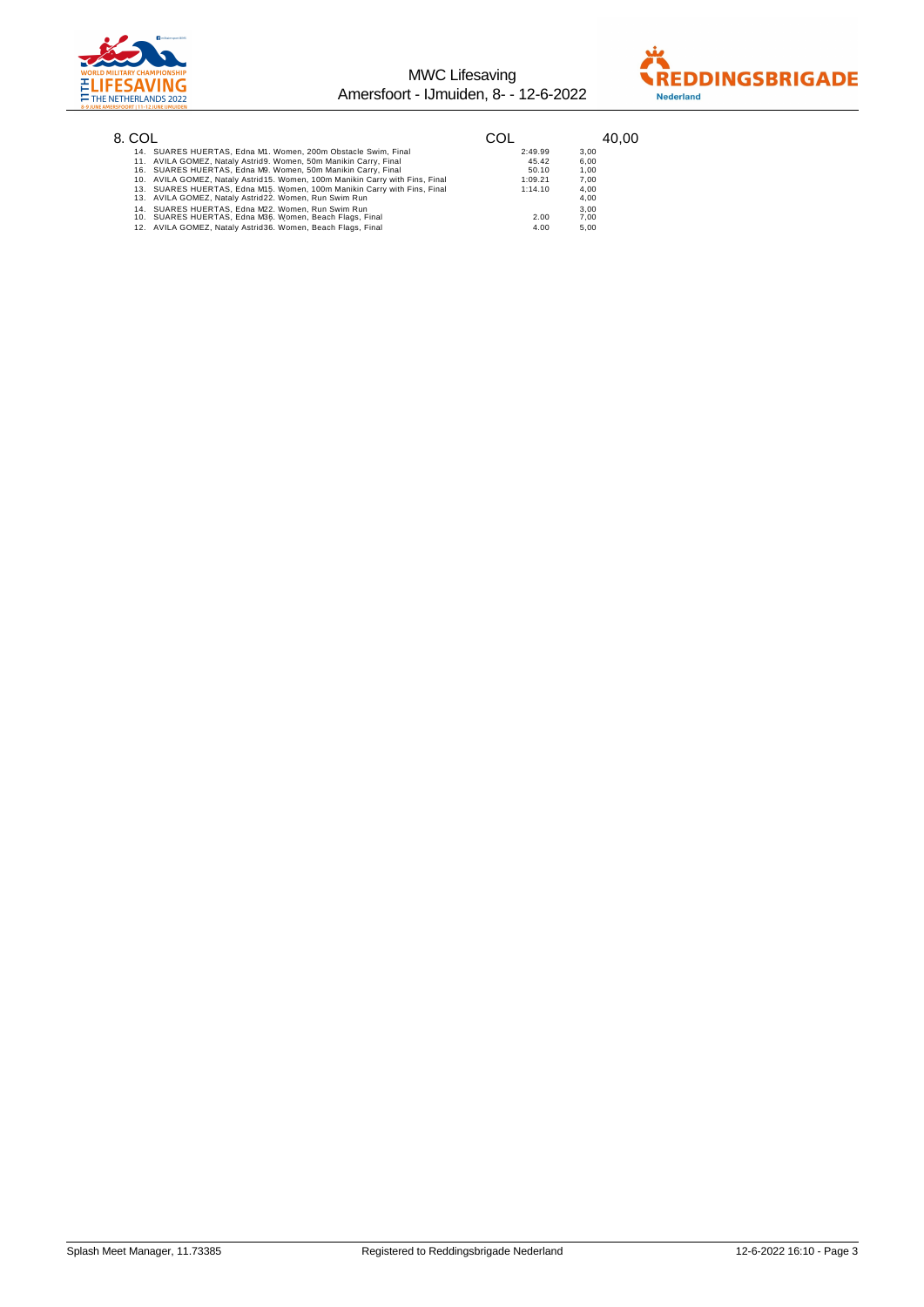## 8. COL

COL 40,00

| | | | |
|---|---|---|---|
| 14. | SUARES HUERTAS, Edna M1. Women, 200m Obstacle Swim, Final | 2:49.99 | 3,00 |
| 11. | AVILA GOMEZ, Nataly Astrid9. Women, 50m Manikin Carry, Final | 45.42 | 6,00 |
| 16. | SUARES HUERTAS, Edna M9. Women, 50m Manikin Carry, Final | 50.10 | 1,00 |
| 10. | AVILA GOMEZ, Nataly Astrid15. Women, 100m Manikin Carry with Fins, Final | 1:09.21 | 7,00 |
| 13. | SUARES HUERTAS, Edna M15. Women, 100m Manikin Carry with Fins, Final | 1:14.10 | 4,00 |
| 13. | AVILA GOMEZ, Nataly Astrid22. Women, Run Swim Run | | 4,00 |
| 14. | SUARES HUERTAS, Edna M22. Women, Run Swim Run | | 3,00 |
| 10. | SUARES HUERTAS, Edna M36. Women, Beach Flags, Final | 2.00 | 7,00 |
| 12. | AVILA GOMEZ, Nataly Astrid36. Women, Beach Flags, Final | 4.00 | 5,00 |